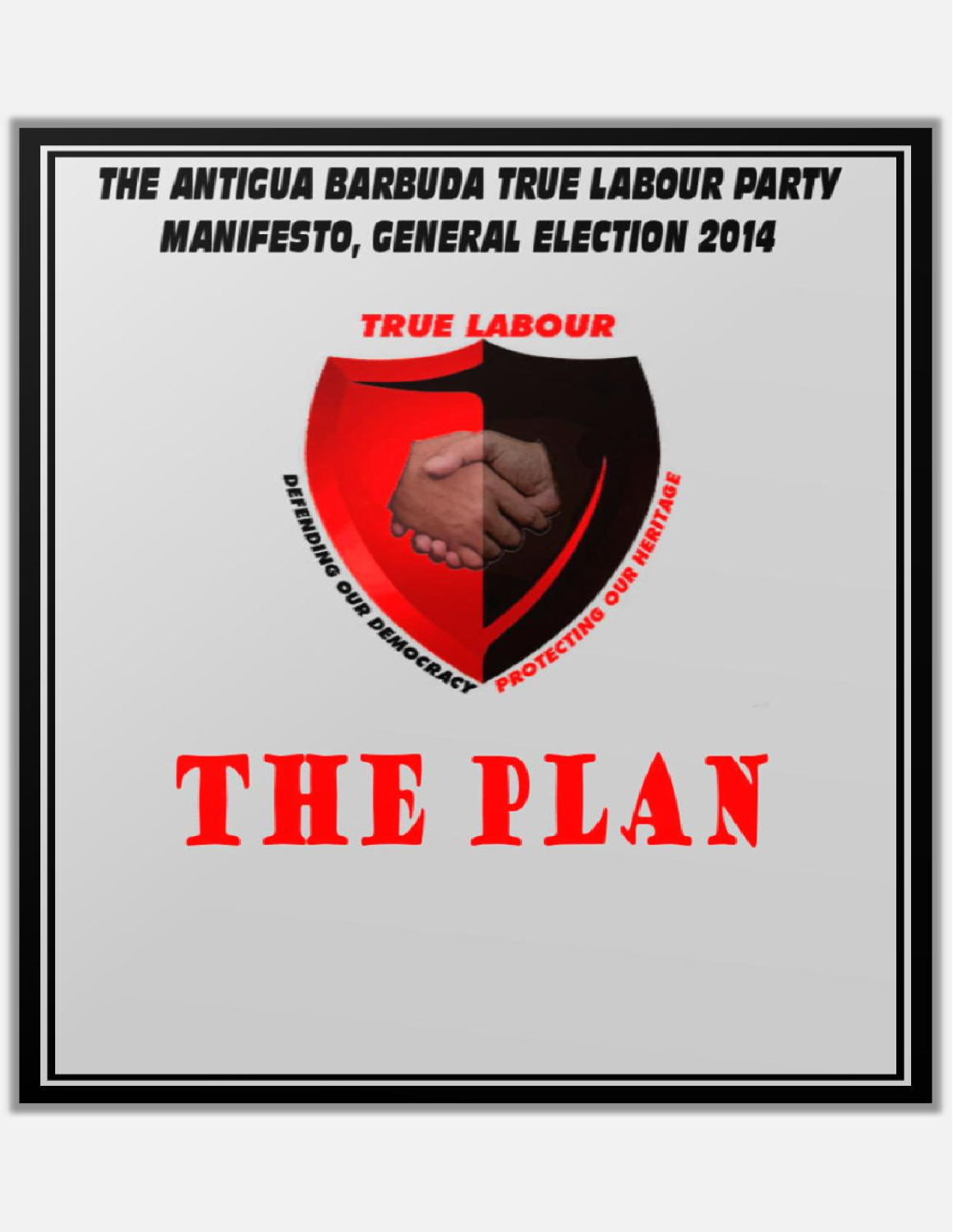# THE ANTIGUA BARBUDA TRUE LABOUR PARTY MANIFESTO, GENERAL ELECTION 2014

TRUE LABOUR

DEFENDING OUR DEMOCRACY PROTECTING OUR HERITAGE

# THE PLAN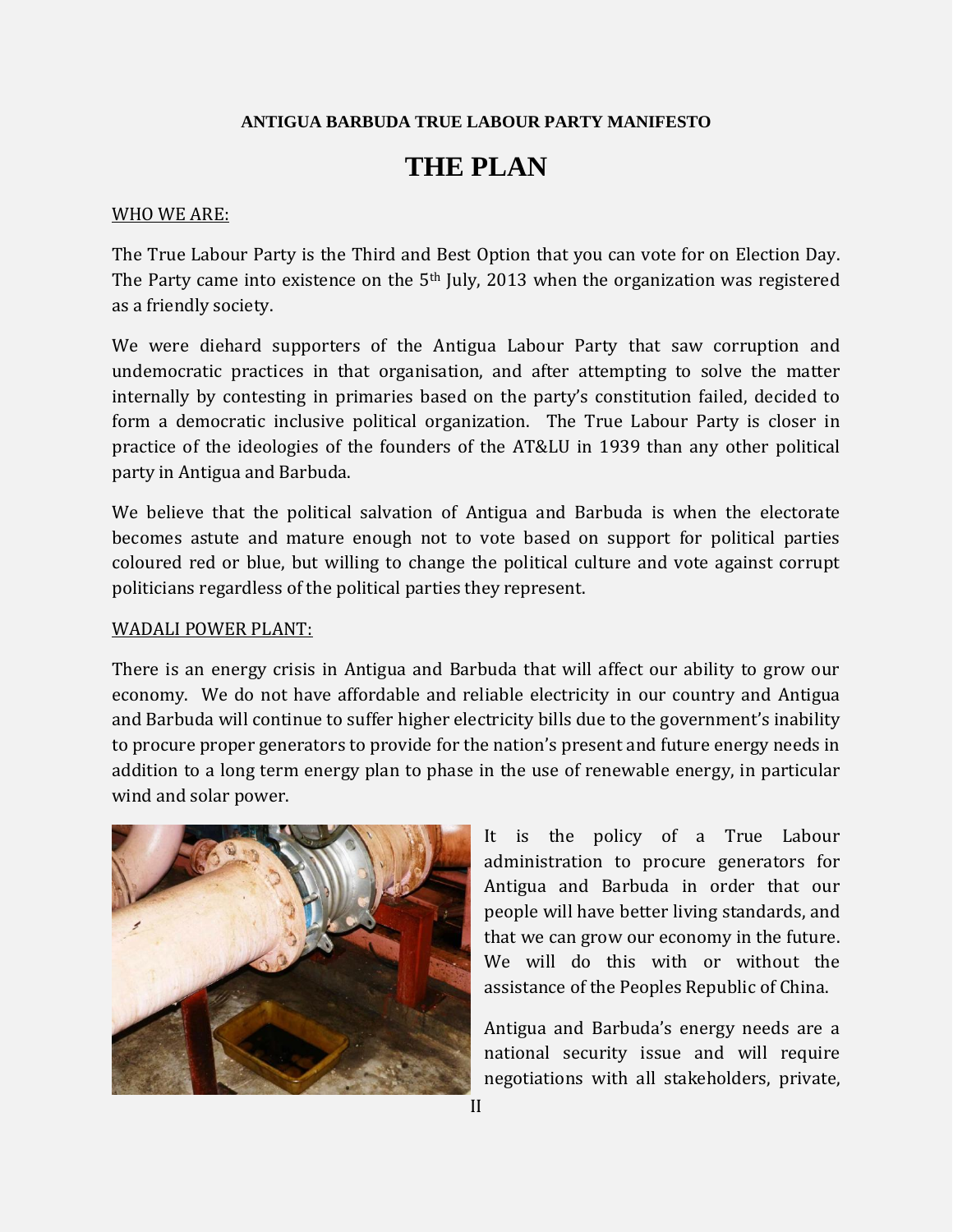**ANTIGUA BARBUDA TRUE LABOUR PARTY MANIFESTO**

# THE PLAN

## WHO WE ARE:

The True Labour Party is the Third and Best Option that you can vote for on Election Day. The Party came into existence on the 5th July, 2013 when the organization was registered as a friendly society.

We were diehard supporters of the Antigua Labour Party that saw corruption and undemocratic practices in that organisation, and after attempting to solve the matter internally by contesting in primaries based on the party's constitution failed, decided to form a democratic inclusive political organization. The True Labour Party is closer in practice of the ideologies of the founders of the AT&LU in 1939 than any other political party in Antigua and Barbuda.

We believe that the political salvation of Antigua and Barbuda is when the electorate becomes astute and mature enough not to vote based on support for political parties coloured red or blue, but willing to change the political culture and vote against corrupt politicians regardless of the political parties they represent.

## WADALI POWER PLANT:

There is an energy crisis in Antigua and Barbuda that will affect our ability to grow our economy. We do not have affordable and reliable electricity in our country and Antigua and Barbuda will continue to suffer higher electricity bills due to the government's inability to procure proper generators to provide for the nation's present and future energy needs in addition to a long term energy plan to phase in the use of renewable energy, in particular wind and solar power.

It is the policy of a True Labour administration to procure generators for Antigua and Barbuda in order that our people will have better living standards, and that we can grow our economy in the future. We will do this with or without the assistance of the Peoples Republic of China.

Antigua and Barbuda's energy needs are a national security issue and will require negotiations with all stakeholders, private,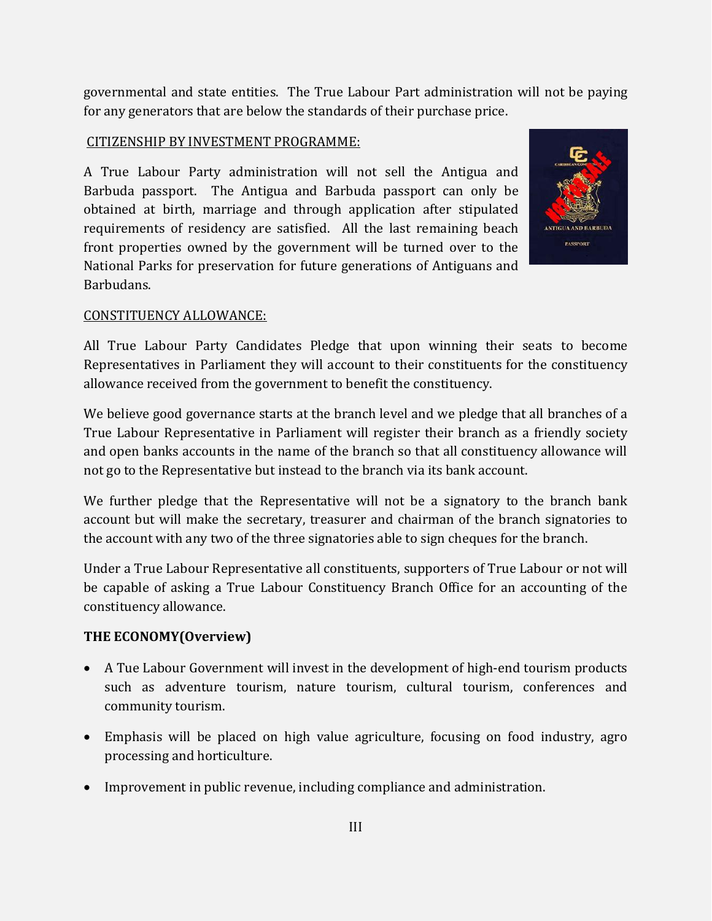governmental and state entities. The True Labour Part administration will not be paying for any generators that are below the standards of their purchase price.

CITIZENSHIP BY INVESTMENT PROGRAMME:

A True Labour Party administration will not sell the Antigua and Barbuda passport. The Antigua and Barbuda passport can only be obtained at birth, marriage and through application after stipulated requirements of residency are satisfied. All the last remaining beach front properties owned by the government will be turned over to the National Parks for preservation for future generations of Antiguans and Barbudans.

CONSTITUENCY ALLOWANCE:

All True Labour Party Candidates Pledge that upon winning their seats to become Representatives in Parliament they will account to their constituents for the constituency allowance received from the government to benefit the constituency.

We believe good governance starts at the branch level and we pledge that all branches of a True Labour Representative in Parliament will register their branch as a friendly society and open banks accounts in the name of the branch so that all constituency allowance will not go to the Representative but instead to the branch via its bank account.

We further pledge that the Representative will not be a signatory to the branch bank account but will make the secretary, treasurer and chairman of the branch signatories to the account with any two of the three signatories able to sign cheques for the branch.

Under a True Labour Representative all constituents, supporters of True Labour or not will be capable of asking a True Labour Constituency Branch Office for an accounting of the constituency allowance.

**THE ECONOMY(Overview)**

- A Tue Labour Government will invest in the development of high-end tourism products such as adventure tourism, nature tourism, cultural tourism, conferences and community tourism.
- Emphasis will be placed on high value agriculture, focusing on food industry, agro processing and horticulture.
- Improvement in public revenue, including compliance and administration.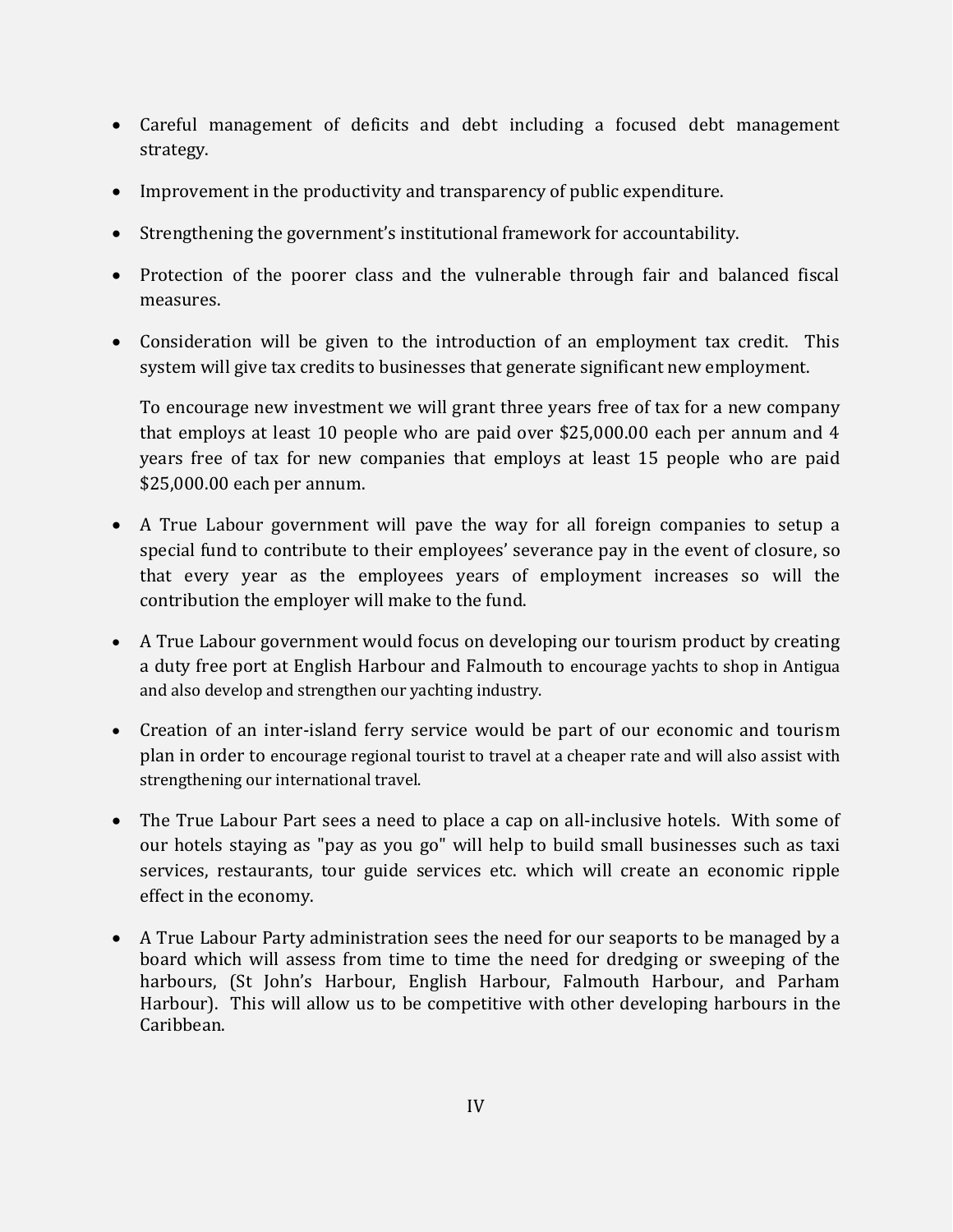- Careful management of deficits and debt including a focused debt management strategy.

- Improvement in the productivity and transparency of public expenditure.

- Strengthening the government's institutional framework for accountability.

- Protection of the poorer class and the vulnerable through fair and balanced fiscal measures.

- Consideration will be given to the introduction of an employment tax credit. This system will give tax credits to businesses that generate significant new employment.

  To encourage new investment we will grant three years free of tax for a new company that employs at least 10 people who are paid over $25,000.00 each per annum and 4 years free of tax for new companies that employs at least 15 people who are paid $25,000.00 each per annum.

- A True Labour government will pave the way for all foreign companies to setup a special fund to contribute to their employees' severance pay in the event of closure, so that every year as the employees years of employment increases so will the contribution the employer will make to the fund.

- A True Labour government would focus on developing our tourism product by creating a duty free port at English Harbour and Falmouth to encourage yachts to shop in Antigua and also develop and strengthen our yachting industry.

- Creation of an inter-island ferry service would be part of our economic and tourism plan in order to encourage regional tourist to travel at a cheaper rate and will also assist with strengthening our international travel.

- The True Labour Part sees a need to place a cap on all-inclusive hotels. With some of our hotels staying as "pay as you go" will help to build small businesses such as taxi services, restaurants, tour guide services etc. which will create an economic ripple effect in the economy.

- A True Labour Party administration sees the need for our seaports to be managed by a board which will assess from time to time the need for dredging or sweeping of the harbours, (St John's Harbour, English Harbour, Falmouth Harbour, and Parham Harbour). This will allow us to be competitive with other developing harbours in the Caribbean.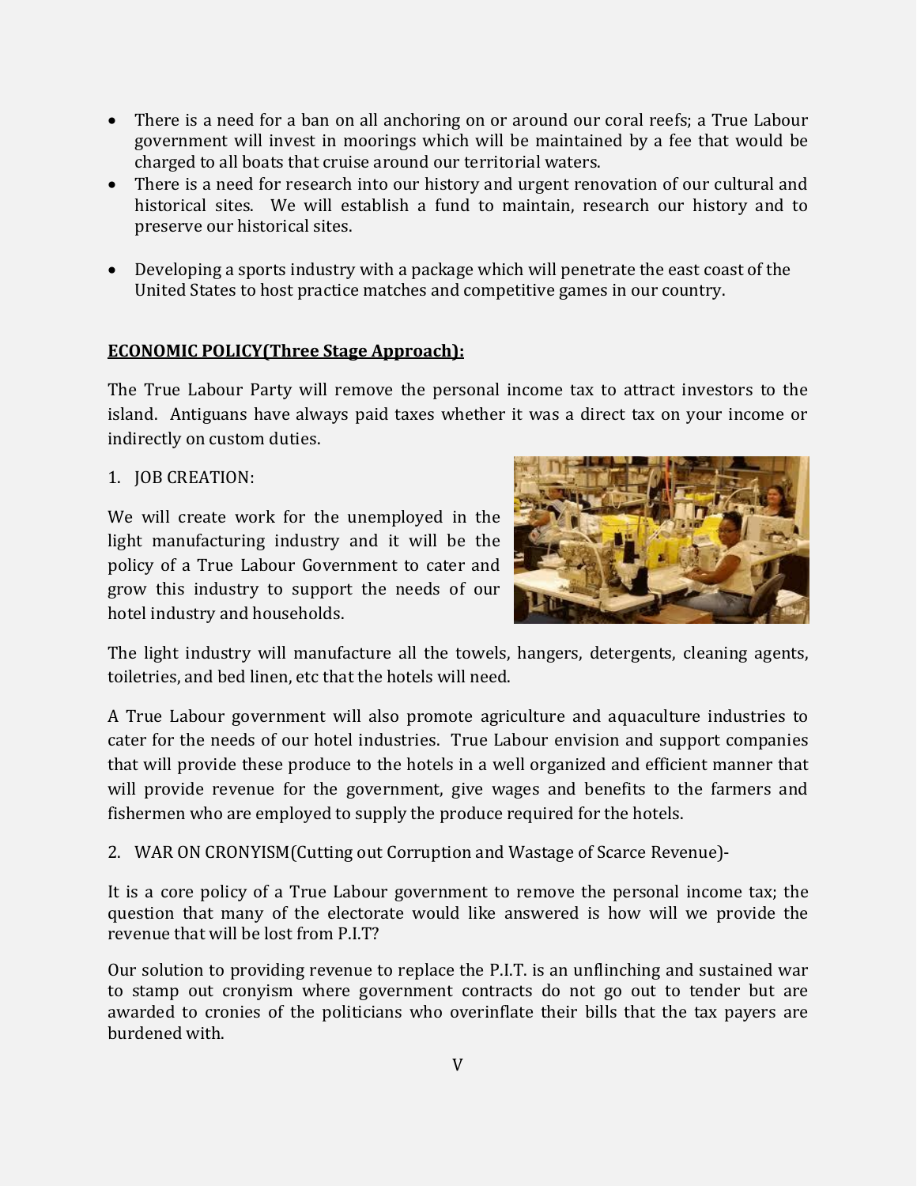- There is a need for a ban on all anchoring on or around our coral reefs; a True Labour government will invest in moorings which will be maintained by a fee that would be charged to all boats that cruise around our territorial waters.
- There is a need for research into our history and urgent renovation of our cultural and historical sites. We will establish a fund to maintain, research our history and to preserve our historical sites.
- Developing a sports industry with a package which will penetrate the east coast of the United States to host practice matches and competitive games in our country.

**ECONOMIC POLICY(Three Stage Approach):**

The True Labour Party will remove the personal income tax to attract investors to the island. Antiguans have always paid taxes whether it was a direct tax on your income or indirectly on custom duties.

1. JOB CREATION:

We will create work for the unemployed in the light manufacturing industry and it will be the policy of a True Labour Government to cater and grow this industry to support the needs of our hotel industry and households.

The light industry will manufacture all the towels, hangers, detergents, cleaning agents, toiletries, and bed linen, etc that the hotels will need.

A True Labour government will also promote agriculture and aquaculture industries to cater for the needs of our hotel industries. True Labour envision and support companies that will provide these produce to the hotels in a well organized and efficient manner that will provide revenue for the government, give wages and benefits to the farmers and fishermen who are employed to supply the produce required for the hotels.

2. WAR ON CRONYISM(Cutting out Corruption and Wastage of Scarce Revenue)-

It is a core policy of a True Labour government to remove the personal income tax; the question that many of the electorate would like answered is how will we provide the revenue that will be lost from P.I.T?

Our solution to providing revenue to replace the P.I.T. is an unflinching and sustained war to stamp out cronyism where government contracts do not go out to tender but are awarded to cronies of the politicians who overinflate their bills that the tax payers are burdened with.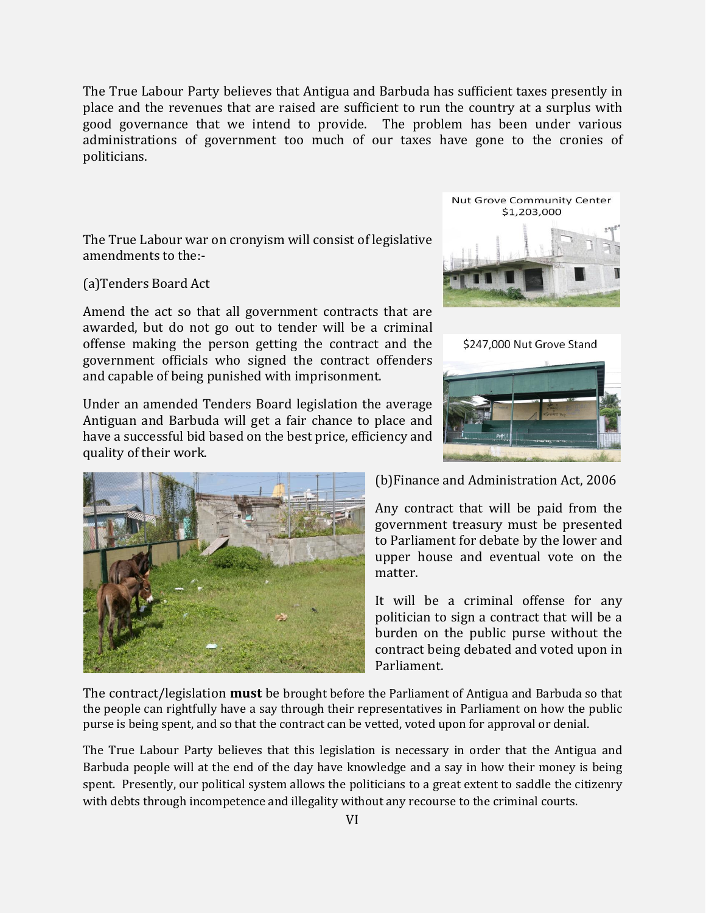The True Labour Party believes that Antigua and Barbuda has sufficient taxes presently in place and the revenues that are raised are sufficient to run the country at a surplus with good governance that we intend to provide. The problem has been under various administrations of government too much of our taxes have gone to the cronies of politicians.

The True Labour war on cronyism will consist of legislative amendments to the:-

Nut Grove Community Center $1,203,000

(a)Tenders Board Act

Amend the act so that all government contracts that are awarded, but do not go out to tender will be a criminal offense making the person getting the contract and the government officials who signed the contract offenders and capable of being punished with imprisonment.

$247,000 Nut Grove Stand

Under an amended Tenders Board legislation the average Antiguan and Barbuda will get a fair chance to place and have a successful bid based on the best price, efficiency and quality of their work.

(b)Finance and Administration Act, 2006

Any contract that will be paid from the government treasury must be presented to Parliament for debate by the lower and upper house and eventual vote on the matter.

It will be a criminal offense for any politician to sign a contract that will be a burden on the public purse without the contract being debated and voted upon in Parliament.

The contract/legislation **must** be brought before the Parliament of Antigua and Barbuda so that the people can rightfully have a say through their representatives in Parliament on how the public purse is being spent, and so that the contract can be vetted, voted upon for approval or denial.

The True Labour Party believes that this legislation is necessary in order that the Antigua and Barbuda people will at the end of the day have knowledge and a say in how their money is being spent. Presently, our political system allows the politicians to a great extent to saddle the citizenry with debts through incompetence and illegality without any recourse to the criminal courts.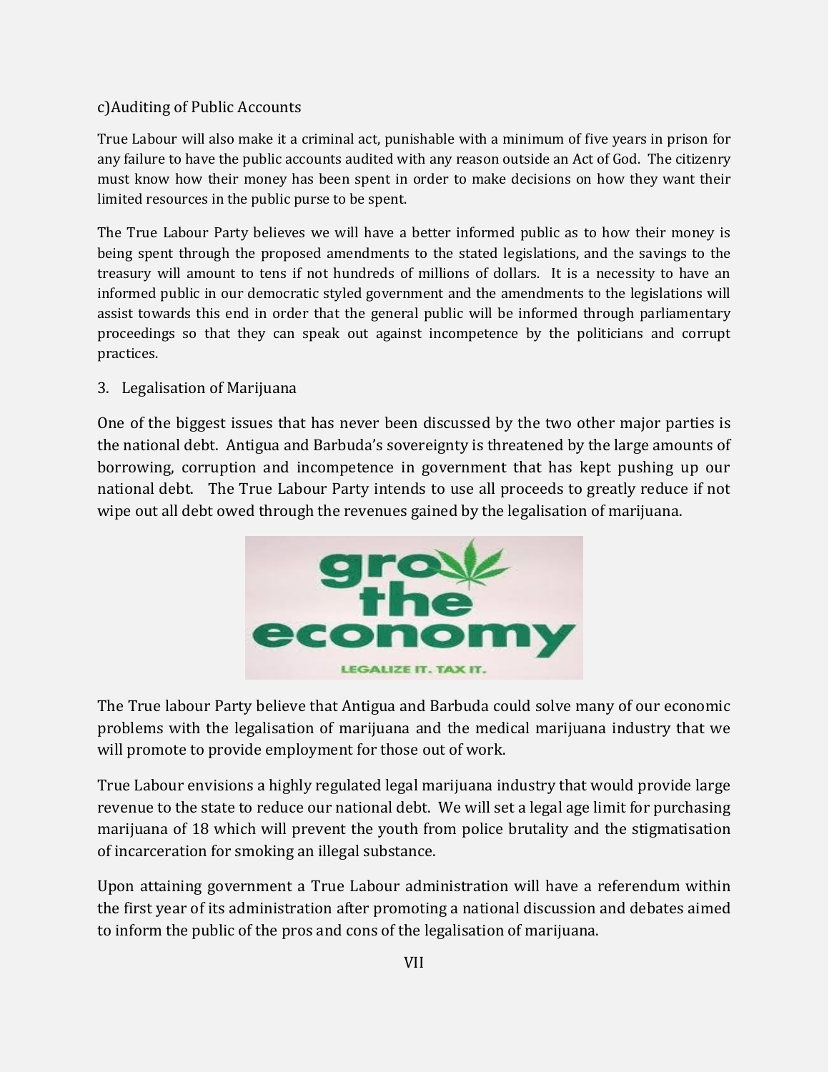c)Auditing of Public Accounts

True Labour will also make it a criminal act, punishable with a minimum of five years in prison for any failure to have the public accounts audited with any reason outside an Act of God. The citizenry must know how their money has been spent in order to make decisions on how they want their limited resources in the public purse to be spent.

The True Labour Party believes we will have a better informed public as to how their money is being spent through the proposed amendments to the stated legislations, and the savings to the treasury will amount to tens if not hundreds of millions of dollars. It is a necessity to have an informed public in our democratic styled government and the amendments to the legislations will assist towards this end in order that the general public will be informed through parliamentary proceedings so that they can speak out against incompetence by the politicians and corrupt practices.

3. Legalisation of Marijuana

One of the biggest issues that has never been discussed by the two other major parties is the national debt. Antigua and Barbuda's sovereignty is threatened by the large amounts of borrowing, corruption and incompetence in government that has kept pushing up our national debt. The True Labour Party intends to use all proceeds to greatly reduce if not wipe out all debt owed through the revenues gained by the legalisation of marijuana.

The True labour Party believe that Antigua and Barbuda could solve many of our economic problems with the legalisation of marijuana and the medical marijuana industry that we will promote to provide employment for those out of work.

True Labour envisions a highly regulated legal marijuana industry that would provide large revenue to the state to reduce our national debt. We will set a legal age limit for purchasing marijuana of 18 which will prevent the youth from police brutality and the stigmatisation of incarceration for smoking an illegal substance.

Upon attaining government a True Labour administration will have a referendum within the first year of its administration after promoting a national discussion and debates aimed to inform the public of the pros and cons of the legalisation of marijuana.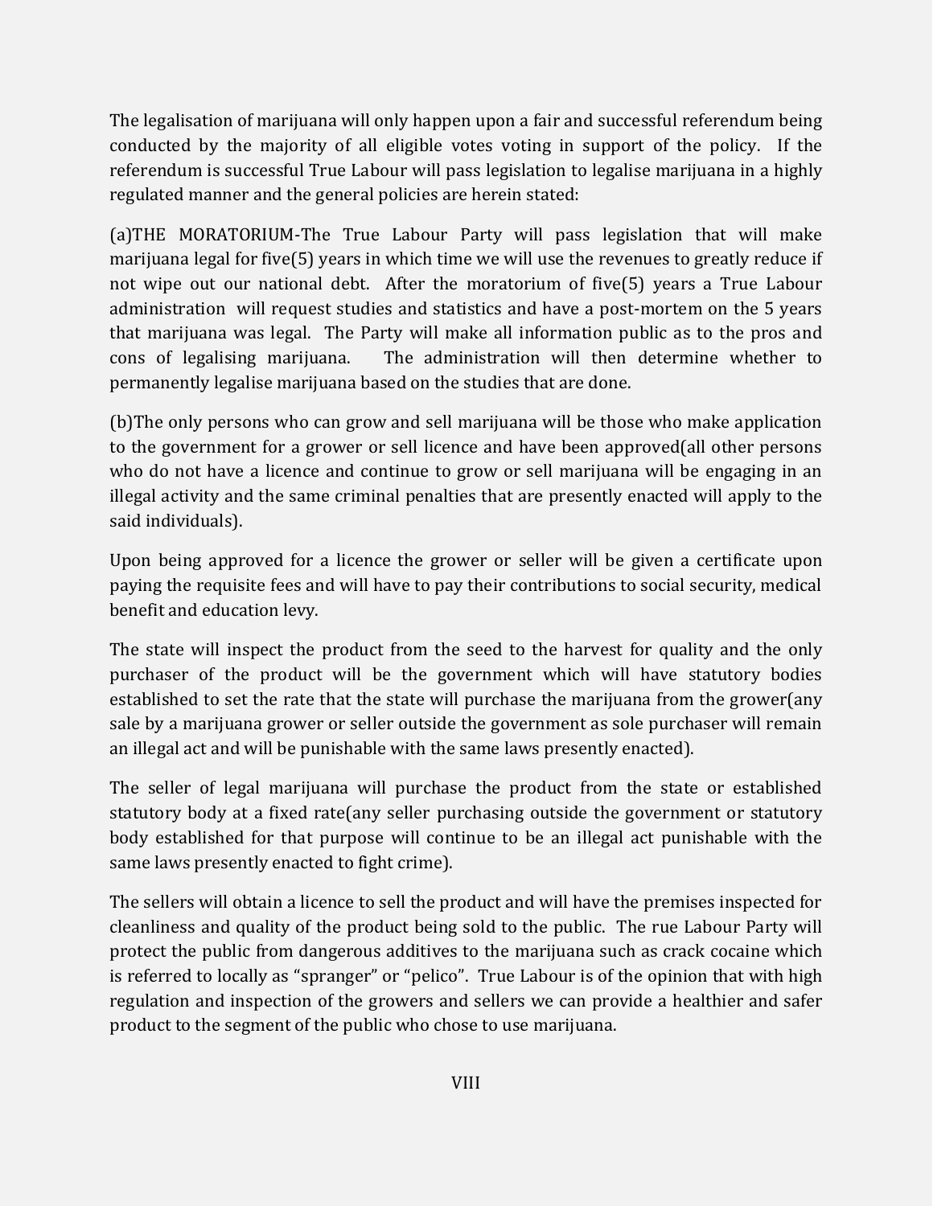The legalisation of marijuana will only happen upon a fair and successful referendum being conducted by the majority of all eligible votes voting in support of the policy. If the referendum is successful True Labour will pass legislation to legalise marijuana in a highly regulated manner and the general policies are herein stated:

(a)THE MORATORIUM-The True Labour Party will pass legislation that will make marijuana legal for five(5) years in which time we will use the revenues to greatly reduce if not wipe out our national debt. After the moratorium of five(5) years a True Labour administration will request studies and statistics and have a post-mortem on the 5 years that marijuana was legal. The Party will make all information public as to the pros and cons of legalising marijuana. The administration will then determine whether to permanently legalise marijuana based on the studies that are done.

(b)The only persons who can grow and sell marijuana will be those who make application to the government for a grower or sell licence and have been approved(all other persons who do not have a licence and continue to grow or sell marijuana will be engaging in an illegal activity and the same criminal penalties that are presently enacted will apply to the said individuals).

Upon being approved for a licence the grower or seller will be given a certificate upon paying the requisite fees and will have to pay their contributions to social security, medical benefit and education levy.

The state will inspect the product from the seed to the harvest for quality and the only purchaser of the product will be the government which will have statutory bodies established to set the rate that the state will purchase the marijuana from the grower(any sale by a marijuana grower or seller outside the government as sole purchaser will remain an illegal act and will be punishable with the same laws presently enacted).

The seller of legal marijuana will purchase the product from the state or established statutory body at a fixed rate(any seller purchasing outside the government or statutory body established for that purpose will continue to be an illegal act punishable with the same laws presently enacted to fight crime).

The sellers will obtain a licence to sell the product and will have the premises inspected for cleanliness and quality of the product being sold to the public. The rue Labour Party will protect the public from dangerous additives to the marijuana such as crack cocaine which is referred to locally as "spranger" or "pelico". True Labour is of the opinion that with high regulation and inspection of the growers and sellers we can provide a healthier and safer product to the segment of the public who chose to use marijuana.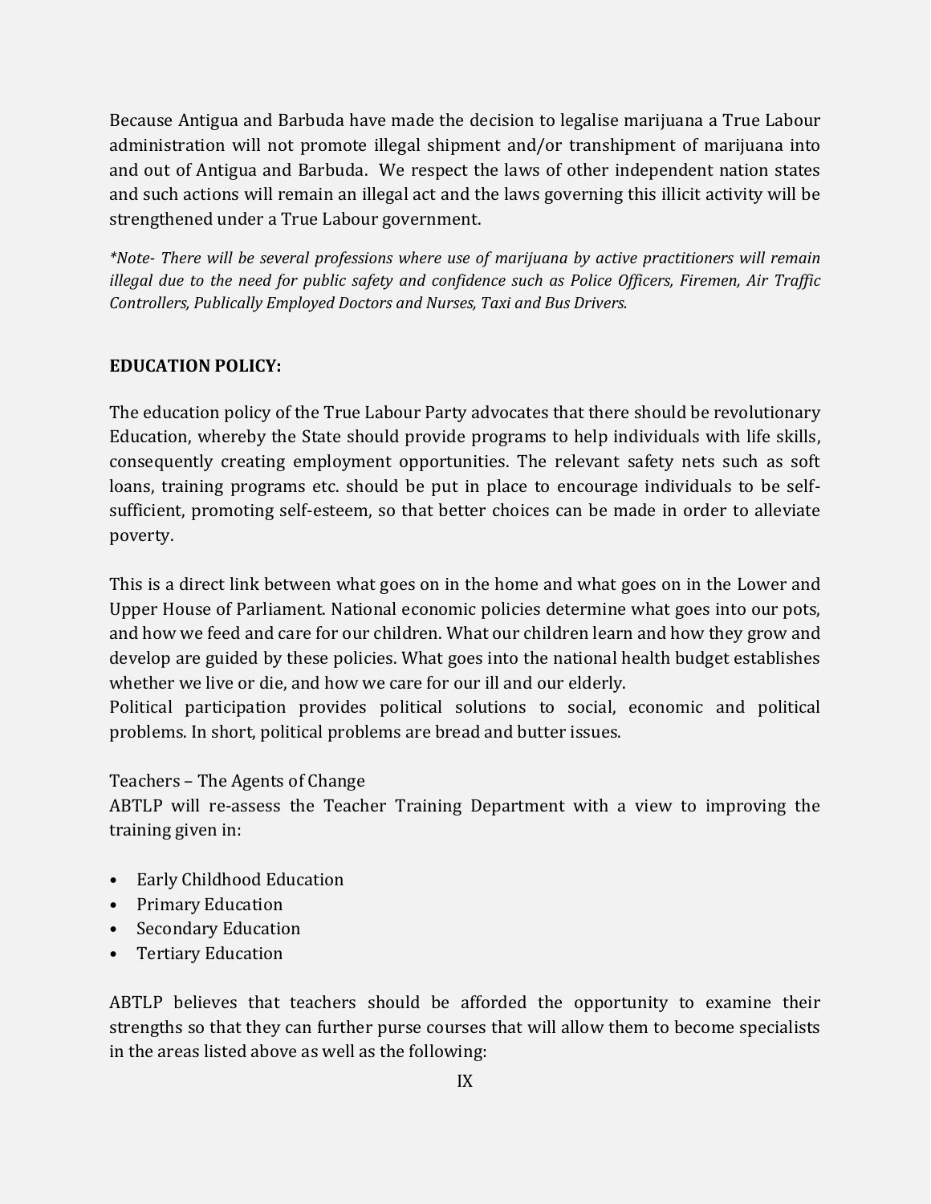Because Antigua and Barbuda have made the decision to legalise marijuana a True Labour administration will not promote illegal shipment and/or transhipment of marijuana into and out of Antigua and Barbuda. We respect the laws of other independent nation states and such actions will remain an illegal act and the laws governing this illicit activity will be strengthened under a True Labour government.

*\*Note- There will be several professions where use of marijuana by active practitioners will remain illegal due to the need for public safety and confidence such as Police Officers, Firemen, Air Traffic Controllers, Publically Employed Doctors and Nurses, Taxi and Bus Drivers.*

**EDUCATION POLICY:**

The education policy of the True Labour Party advocates that there should be revolutionary Education, whereby the State should provide programs to help individuals with life skills, consequently creating employment opportunities. The relevant safety nets such as soft loans, training programs etc. should be put in place to encourage individuals to be self-sufficient, promoting self-esteem, so that better choices can be made in order to alleviate poverty.

This is a direct link between what goes on in the home and what goes on in the Lower and Upper House of Parliament. National economic policies determine what goes into our pots, and how we feed and care for our children. What our children learn and how they grow and develop are guided by these policies. What goes into the national health budget establishes whether we live or die, and how we care for our ill and our elderly.
Political participation provides political solutions to social, economic and political problems. In short, political problems are bread and butter issues.

Teachers – The Agents of Change
ABTLP will re-assess the Teacher Training Department with a view to improving the training given in:

- Early Childhood Education
- Primary Education
- Secondary Education
- Tertiary Education

ABTLP believes that teachers should be afforded the opportunity to examine their strengths so that they can further purse courses that will allow them to become specialists in the areas listed above as well as the following: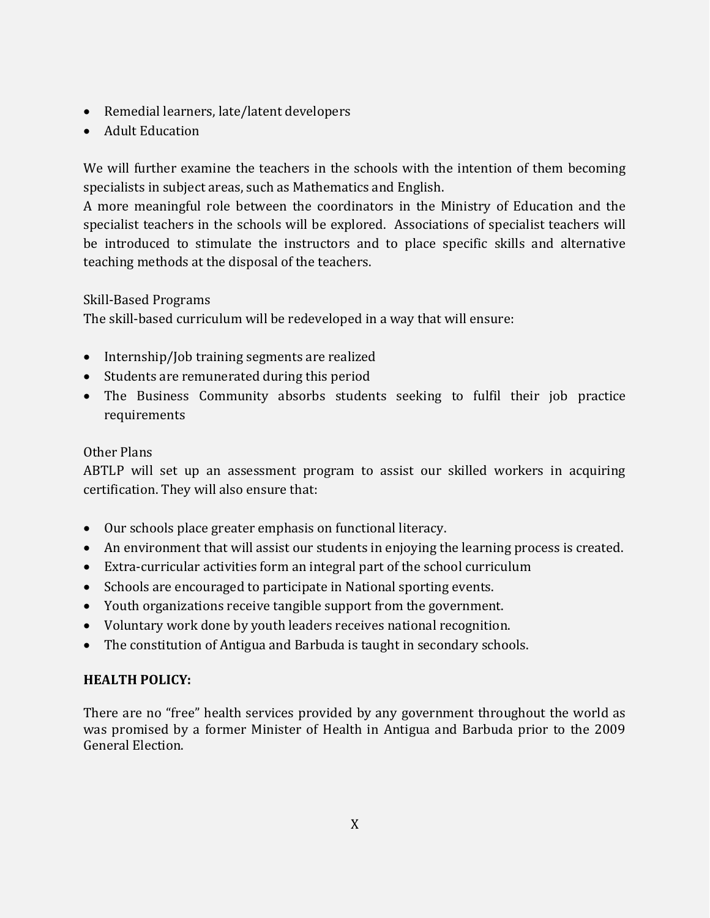- Remedial learners, late/latent developers
- Adult Education

We will further examine the teachers in the schools with the intention of them becoming specialists in subject areas, such as Mathematics and English.
A more meaningful role between the coordinators in the Ministry of Education and the specialist teachers in the schools will be explored. Associations of specialist teachers will be introduced to stimulate the instructors and to place specific skills and alternative teaching methods at the disposal of the teachers.

Skill-Based Programs
The skill-based curriculum will be redeveloped in a way that will ensure:

- Internship/Job training segments are realized
- Students are remunerated during this period
- The Business Community absorbs students seeking to fulfil their job practice requirements

Other Plans
ABTLP will set up an assessment program to assist our skilled workers in acquiring certification. They will also ensure that:

- Our schools place greater emphasis on functional literacy.
- An environment that will assist our students in enjoying the learning process is created.
- Extra-curricular activities form an integral part of the school curriculum
- Schools are encouraged to participate in National sporting events.
- Youth organizations receive tangible support from the government.
- Voluntary work done by youth leaders receives national recognition.
- The constitution of Antigua and Barbuda is taught in secondary schools.

**HEALTH POLICY:**

There are no "free" health services provided by any government throughout the world as was promised by a former Minister of Health in Antigua and Barbuda prior to the 2009 General Election.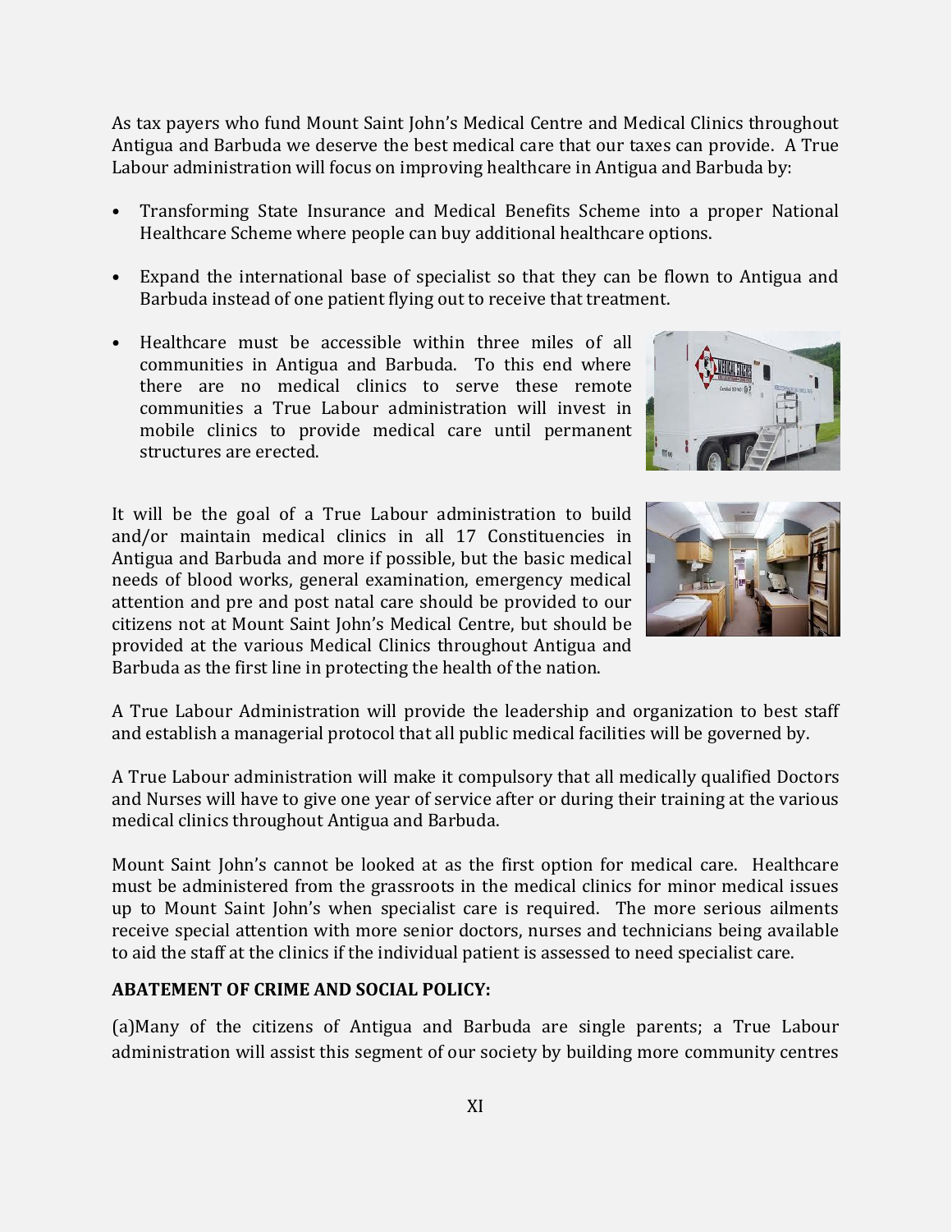As tax payers who fund Mount Saint John's Medical Centre and Medical Clinics throughout Antigua and Barbuda we deserve the best medical care that our taxes can provide. A True Labour administration will focus on improving healthcare in Antigua and Barbuda by:

- Transforming State Insurance and Medical Benefits Scheme into a proper National Healthcare Scheme where people can buy additional healthcare options.
- Expand the international base of specialist so that they can be flown to Antigua and Barbuda instead of one patient flying out to receive that treatment.
- Healthcare must be accessible within three miles of all communities in Antigua and Barbuda. To this end where there are no medical clinics to serve these remote communities a True Labour administration will invest in mobile clinics to provide medical care until permanent structures are erected.

It will be the goal of a True Labour administration to build and/or maintain medical clinics in all 17 Constituencies in Antigua and Barbuda and more if possible, but the basic medical needs of blood works, general examination, emergency medical attention and pre and post natal care should be provided to our citizens not at Mount Saint John's Medical Centre, but should be provided at the various Medical Clinics throughout Antigua and Barbuda as the first line in protecting the health of the nation.

A True Labour Administration will provide the leadership and organization to best staff and establish a managerial protocol that all public medical facilities will be governed by.

A True Labour administration will make it compulsory that all medically qualified Doctors and Nurses will have to give one year of service after or during their training at the various medical clinics throughout Antigua and Barbuda.

Mount Saint John's cannot be looked at as the first option for medical care. Healthcare must be administered from the grassroots in the medical clinics for minor medical issues up to Mount Saint John's when specialist care is required. The more serious ailments receive special attention with more senior doctors, nurses and technicians being available to aid the staff at the clinics if the individual patient is assessed to need specialist care.

**ABATEMENT OF CRIME AND SOCIAL POLICY:**

(a)Many of the citizens of Antigua and Barbuda are single parents; a True Labour administration will assist this segment of our society by building more community centres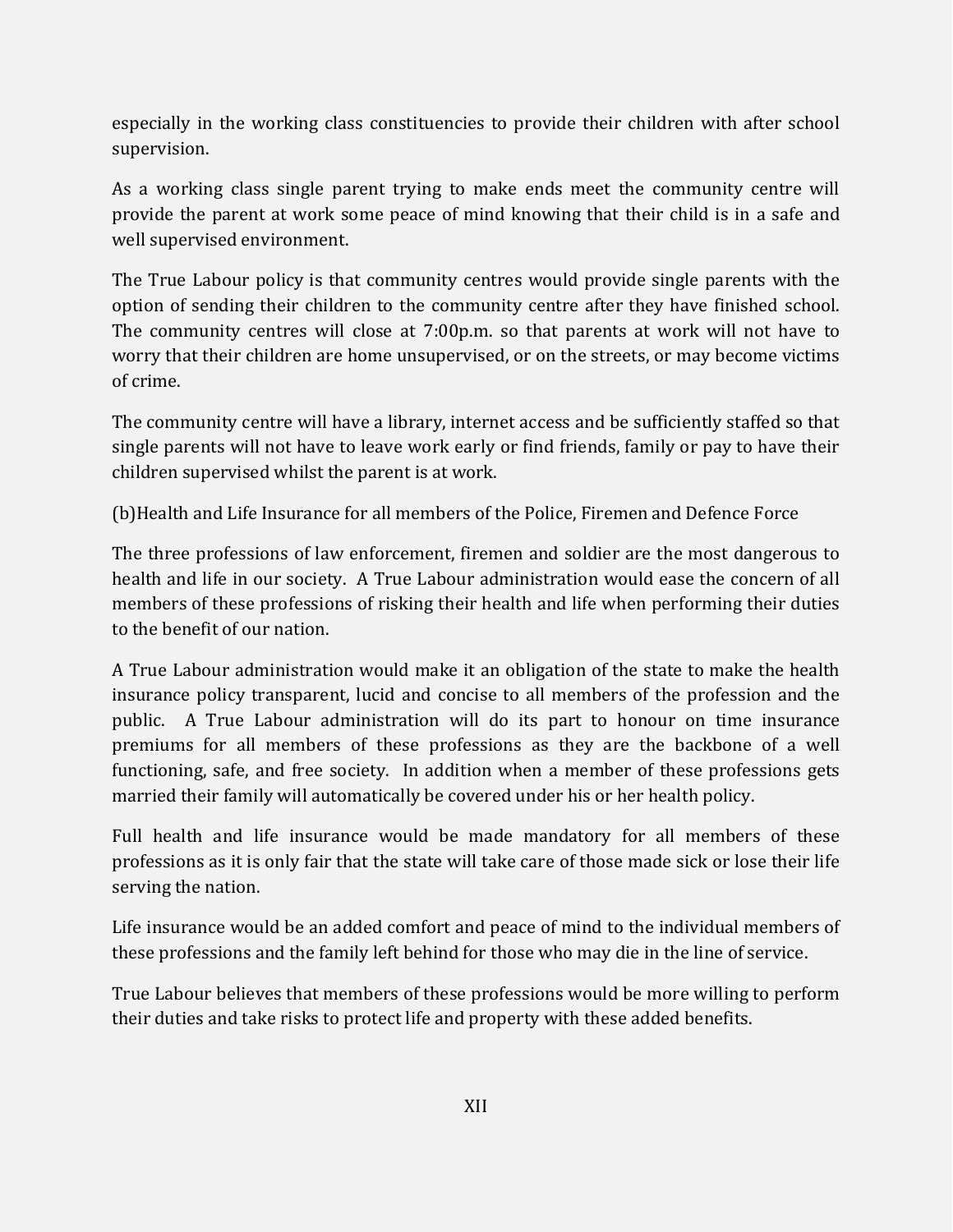especially in the working class constituencies to provide their children with after school supervision.

As a working class single parent trying to make ends meet the community centre will provide the parent at work some peace of mind knowing that their child is in a safe and well supervised environment.

The True Labour policy is that community centres would provide single parents with the option of sending their children to the community centre after they have finished school. The community centres will close at 7:00p.m. so that parents at work will not have to worry that their children are home unsupervised, or on the streets, or may become victims of crime.

The community centre will have a library, internet access and be sufficiently staffed so that single parents will not have to leave work early or find friends, family or pay to have their children supervised whilst the parent is at work.

(b)Health and Life Insurance for all members of the Police, Firemen and Defence Force

The three professions of law enforcement, firemen and soldier are the most dangerous to health and life in our society. A True Labour administration would ease the concern of all members of these professions of risking their health and life when performing their duties to the benefit of our nation.

A True Labour administration would make it an obligation of the state to make the health insurance policy transparent, lucid and concise to all members of the profession and the public. A True Labour administration will do its part to honour on time insurance premiums for all members of these professions as they are the backbone of a well functioning, safe, and free society. In addition when a member of these professions gets married their family will automatically be covered under his or her health policy.

Full health and life insurance would be made mandatory for all members of these professions as it is only fair that the state will take care of those made sick or lose their life serving the nation.

Life insurance would be an added comfort and peace of mind to the individual members of these professions and the family left behind for those who may die in the line of service.

True Labour believes that members of these professions would be more willing to perform their duties and take risks to protect life and property with these added benefits.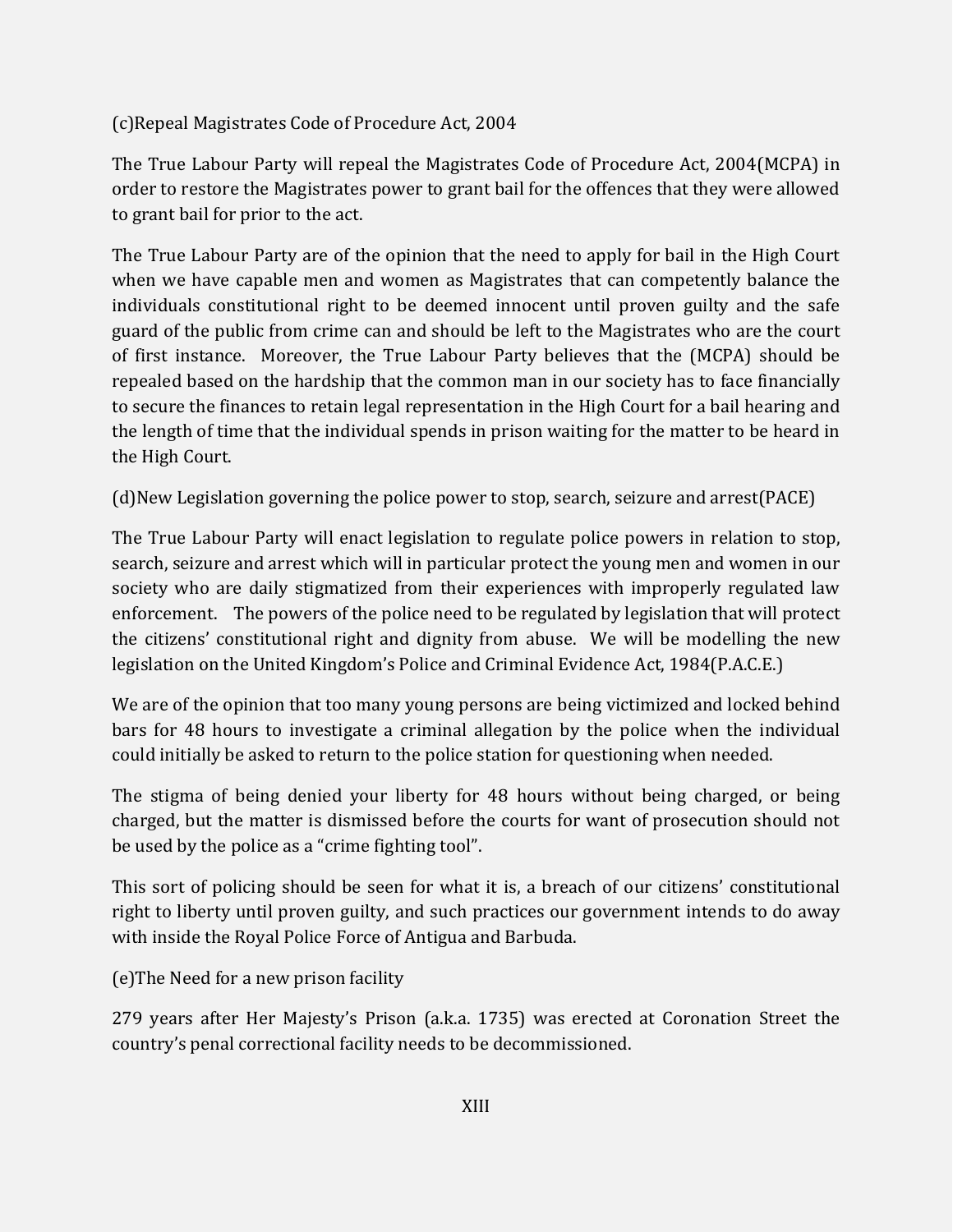### (c)Repeal Magistrates Code of Procedure Act, 2004

The True Labour Party will repeal the Magistrates Code of Procedure Act, 2004(MCPA) in order to restore the Magistrates power to grant bail for the offences that they were allowed to grant bail for prior to the act.

The True Labour Party are of the opinion that the need to apply for bail in the High Court when we have capable men and women as Magistrates that can competently balance the individuals constitutional right to be deemed innocent until proven guilty and the safe guard of the public from crime can and should be left to the Magistrates who are the court of first instance. Moreover, the True Labour Party believes that the (MCPA) should be repealed based on the hardship that the common man in our society has to face financially to secure the finances to retain legal representation in the High Court for a bail hearing and the length of time that the individual spends in prison waiting for the matter to be heard in the High Court.

### (d)New Legislation governing the police power to stop, search, seizure and arrest(PACE)

The True Labour Party will enact legislation to regulate police powers in relation to stop, search, seizure and arrest which will in particular protect the young men and women in our society who are daily stigmatized from their experiences with improperly regulated law enforcement. The powers of the police need to be regulated by legislation that will protect the citizens' constitutional right and dignity from abuse. We will be modelling the new legislation on the United Kingdom's Police and Criminal Evidence Act, 1984(P.A.C.E.)

We are of the opinion that too many young persons are being victimized and locked behind bars for 48 hours to investigate a criminal allegation by the police when the individual could initially be asked to return to the police station for questioning when needed.

The stigma of being denied your liberty for 48 hours without being charged, or being charged, but the matter is dismissed before the courts for want of prosecution should not be used by the police as a "crime fighting tool".

This sort of policing should be seen for what it is, a breach of our citizens' constitutional right to liberty until proven guilty, and such practices our government intends to do away with inside the Royal Police Force of Antigua and Barbuda.

### (e)The Need for a new prison facility

279 years after Her Majesty's Prison (a.k.a. 1735) was erected at Coronation Street the country's penal correctional facility needs to be decommissioned.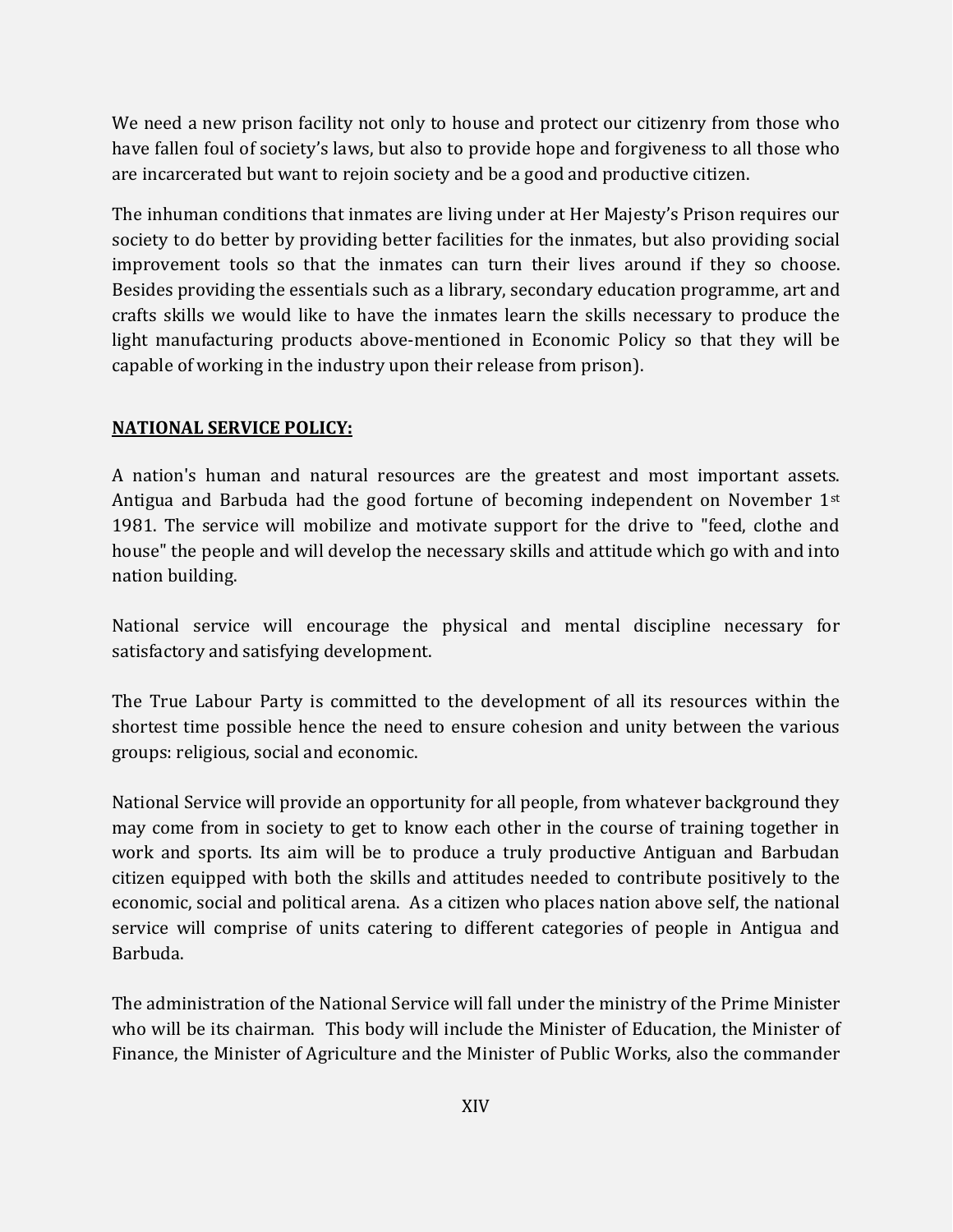We need a new prison facility not only to house and protect our citizenry from those who have fallen foul of society's laws, but also to provide hope and forgiveness to all those who are incarcerated but want to rejoin society and be a good and productive citizen.

The inhuman conditions that inmates are living under at Her Majesty's Prison requires our society to do better by providing better facilities for the inmates, but also providing social improvement tools so that the inmates can turn their lives around if they so choose. Besides providing the essentials such as a library, secondary education programme, art and crafts skills we would like to have the inmates learn the skills necessary to produce the light manufacturing products above-mentioned in Economic Policy so that they will be capable of working in the industry upon their release from prison).

## NATIONAL SERVICE POLICY:

A nation's human and natural resources are the greatest and most important assets. Antigua and Barbuda had the good fortune of becoming independent on November 1st 1981. The service will mobilize and motivate support for the drive to "feed, clothe and house" the people and will develop the necessary skills and attitude which go with and into nation building.

National service will encourage the physical and mental discipline necessary for satisfactory and satisfying development.

The True Labour Party is committed to the development of all its resources within the shortest time possible hence the need to ensure cohesion and unity between the various groups: religious, social and economic.

National Service will provide an opportunity for all people, from whatever background they may come from in society to get to know each other in the course of training together in work and sports. Its aim will be to produce a truly productive Antiguan and Barbudan citizen equipped with both the skills and attitudes needed to contribute positively to the economic, social and political arena. As a citizen who places nation above self, the national service will comprise of units catering to different categories of people in Antigua and Barbuda.

The administration of the National Service will fall under the ministry of the Prime Minister who will be its chairman. This body will include the Minister of Education, the Minister of Finance, the Minister of Agriculture and the Minister of Public Works, also the commander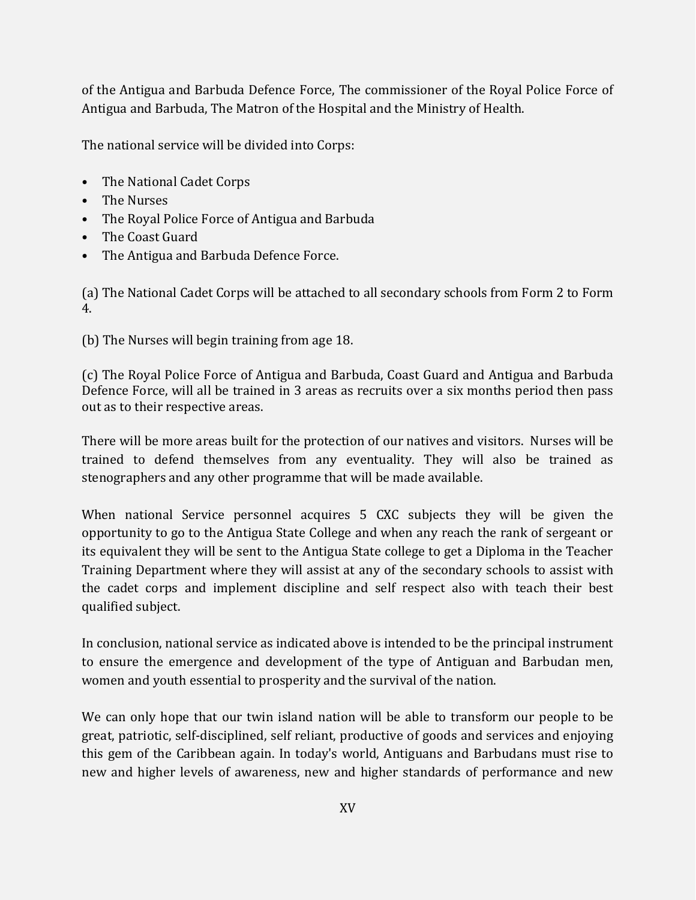of the Antigua and Barbuda Defence Force, The commissioner of the Royal Police Force of Antigua and Barbuda, The Matron of the Hospital and the Ministry of Health.

The national service will be divided into Corps:

- The National Cadet Corps
- The Nurses
- The Royal Police Force of Antigua and Barbuda
- The Coast Guard
- The Antigua and Barbuda Defence Force.

(a) The National Cadet Corps will be attached to all secondary schools from Form 2 to Form 4.

(b) The Nurses will begin training from age 18.

(c) The Royal Police Force of Antigua and Barbuda, Coast Guard and Antigua and Barbuda Defence Force, will all be trained in 3 areas as recruits over a six months period then pass out as to their respective areas.

There will be more areas built for the protection of our natives and visitors. Nurses will be trained to defend themselves from any eventuality. They will also be trained as stenographers and any other programme that will be made available.

When national Service personnel acquires 5 CXC subjects they will be given the opportunity to go to the Antigua State College and when any reach the rank of sergeant or its equivalent they will be sent to the Antigua State college to get a Diploma in the Teacher Training Department where they will assist at any of the secondary schools to assist with the cadet corps and implement discipline and self respect also with teach their best qualified subject.

In conclusion, national service as indicated above is intended to be the principal instrument to ensure the emergence and development of the type of Antiguan and Barbudan men, women and youth essential to prosperity and the survival of the nation.

We can only hope that our twin island nation will be able to transform our people to be great, patriotic, self-disciplined, self reliant, productive of goods and services and enjoying this gem of the Caribbean again. In today's world, Antiguans and Barbudans must rise to new and higher levels of awareness, new and higher standards of performance and new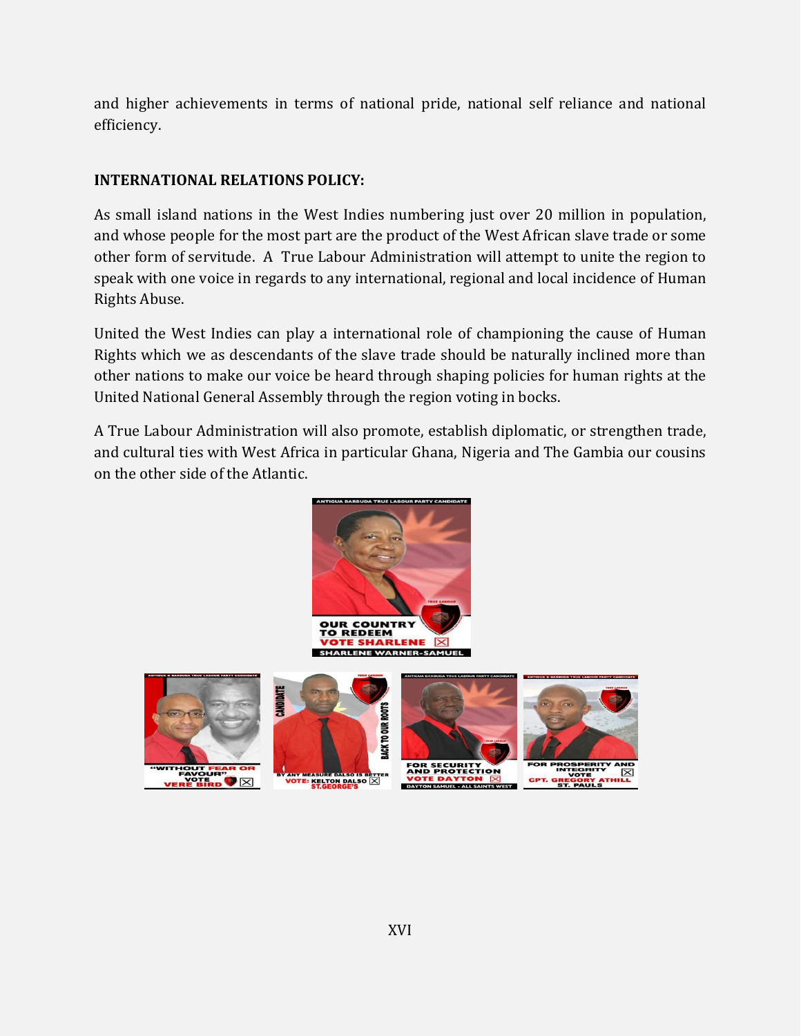and higher achievements in terms of national pride, national self reliance and national efficiency.

**INTERNATIONAL RELATIONS POLICY:**

As small island nations in the West Indies numbering just over 20 million in population, and whose people for the most part are the product of the West African slave trade or some other form of servitude. A True Labour Administration will attempt to unite the region to speak with one voice in regards to any international, regional and local incidence of Human Rights Abuse.

United the West Indies can play a international role of championing the cause of Human Rights which we as descendants of the slave trade should be naturally inclined more than other nations to make our voice be heard through shaping policies for human rights at the United National General Assembly through the region voting in bocks.

A True Labour Administration will also promote, establish diplomatic, or strengthen trade, and cultural ties with West Africa in particular Ghana, Nigeria and The Gambia our cousins on the other side of the Atlantic.

ANTIGUA BARBUDA TRUE LABOUR PARTY CANDIDATE

OUR COUNTRY TO REDEEM
VOTE SHARLENE
SHARLENE WARNER-SAMUEL

"WITHOUT FEAR OR FAVOUR"
VOTE VERE BIRD

CANDIDATE
BACK TO OUR ROOTS
BY ANY MEASURE DALSO IS BETTER
VOTE: KELTON DALSO
ST.GEORGE'S

FOR SECURITY AND PROTECTION
VOTE DAYTON
DAYTON SAMUEL - ALL SAINTS WEST

FOR PROSPERITY AND INTEGRITY
VOTE
CPT. GREGORY ATHILL
ST. PAULS